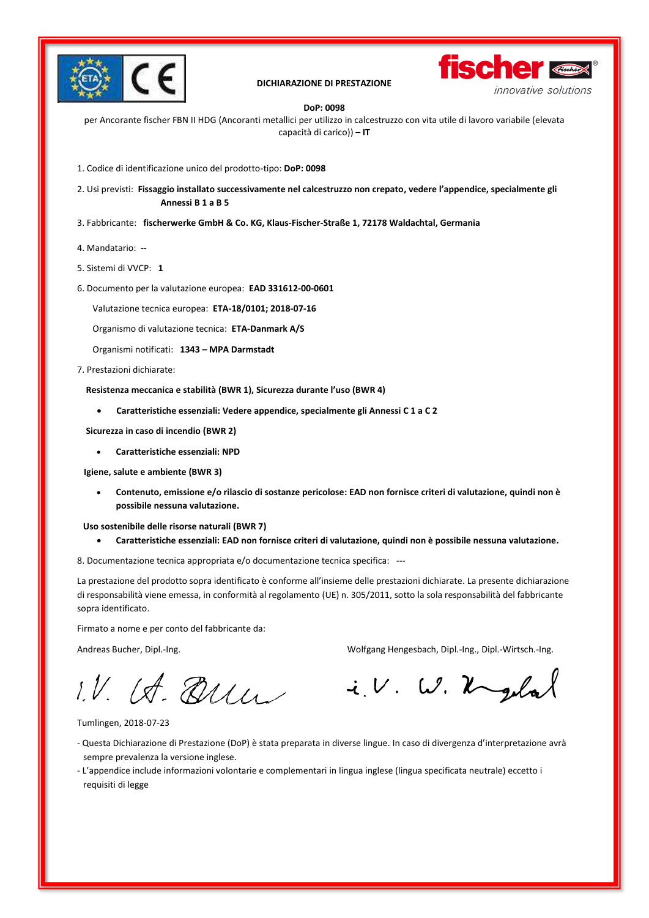**DICHIARAZIONE DI PRESTAZIONE**

**DoP: 0098**

per Ancorante fischer FBN II HDG (Ancoranti metallici per utilizzo in calcestruzzo con vita utile di lavoro variabile (elevata capacità di carico)) – **IT**

1. Codice di identificazione unico del prodotto-tipo: **DoP: 0098**
2. Usi previsti: **Fissaggio installato successivamente nel calcestruzzo non crepato, vedere l'appendice, specialmente gli Annessi B 1 a B 5**
3. Fabbricante: **fischerwerke GmbH & Co. KG, Klaus-Fischer-Straße 1, 72178 Waldachtal, Germania**
4. Mandatario: **--**
5. Sistemi di VVCP: **1**
6. Documento per la valutazione europea: **EAD 331612-00-0601**

   Valutazione tecnica europea: **ETA-18/0101; 2018-07-16**

   Organismo di valutazione tecnica: **ETA-Danmark A/S**

   Organismi notificati: **1343 – MPA Darmstadt**

7. Prestazioni dichiarate:

   **Resistenza meccanica e stabilità (BWR 1), Sicurezza durante l'uso (BWR 4)**

   - **Caratteristiche essenziali: Vedere appendice, specialmente gli Annessi C 1 a C 2**

   **Sicurezza in caso di incendio (BWR 2)**

   - **Caratteristiche essenziali: NPD**

   **Igiene, salute e ambiente (BWR 3)**

   - **Contenuto, emissione e/o rilascio di sostanze pericolose: EAD non fornisce criteri di valutazione, quindi non è possibile nessuna valutazione.**

   **Uso sostenibile delle risorse naturali (BWR 7)**

   - **Caratteristiche essenziali: EAD non fornisce criteri di valutazione, quindi non è possibile nessuna valutazione.**

8. Documentazione tecnica appropriata e/o documentazione tecnica specifica: ---

La prestazione del prodotto sopra identificato è conforme all'insieme delle prestazioni dichiarate. La presente dichiarazione di responsabilità viene emessa, in conformità al regolamento (UE) n. 305/2011, sotto la sola responsabilità del fabbricante sopra identificato.

Firmato a nome e per conto del fabbricante da:

Andreas Bucher, Dipl.-Ing.

Wolfgang Hengesbach, Dipl.-Ing., Dipl.-Wirtsch.-Ing.

Tumlingen, 2018-07-23

- Questa Dichiarazione di Prestazione (DoP) è stata preparata in diverse lingue. In caso di divergenza d'interpretazione avrà sempre prevalenza la versione inglese.
- L'appendice include informazioni volontarie e complementari in lingua inglese (lingua specificata neutrale) eccetto i requisiti di legge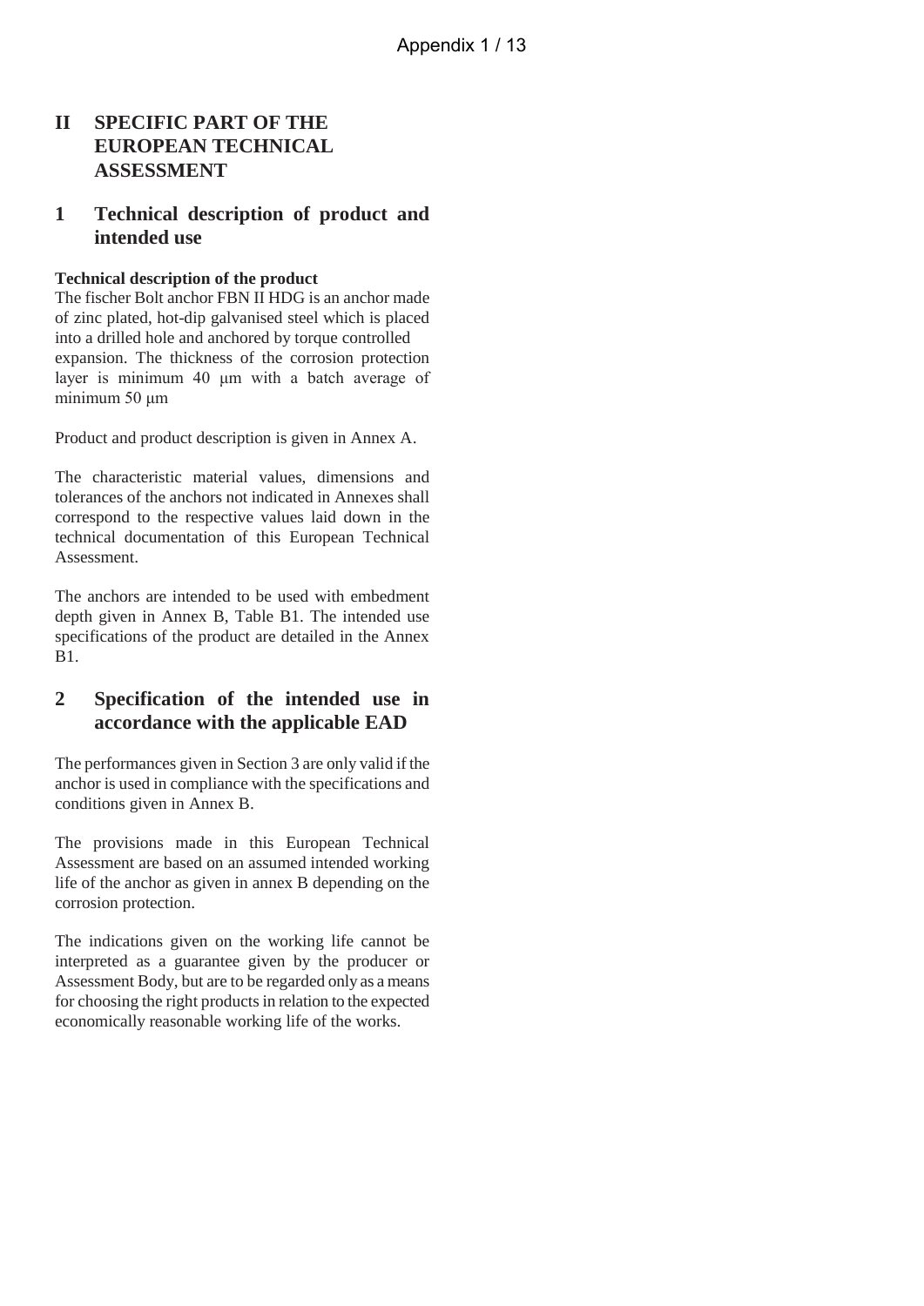# II SPECIFIC PART OF THE EUROPEAN TECHNICAL ASSESSMENT

## 1 Technical description of product and intended use

**Technical description of the product**

The fischer Bolt anchor FBN II HDG is an anchor made of zinc plated, hot-dip galvanised steel which is placed into a drilled hole and anchored by torque controlled expansion. The thickness of the corrosion protection layer is minimum 40 µm with a batch average of minimum 50 µm

Product and product description is given in Annex A.

The characteristic material values, dimensions and tolerances of the anchors not indicated in Annexes shall correspond to the respective values laid down in the technical documentation of this European Technical Assessment.

The anchors are intended to be used with embedment depth given in Annex B, Table B1. The intended use specifications of the product are detailed in the Annex B1.

## 2 Specification of the intended use in accordance with the applicable EAD

The performances given in Section 3 are only valid if the anchor is used in compliance with the specifications and conditions given in Annex B.

The provisions made in this European Technical Assessment are based on an assumed intended working life of the anchor as given in annex B depending on the corrosion protection.

The indications given on the working life cannot be interpreted as a guarantee given by the producer or Assessment Body, but are to be regarded only as a means for choosing the right products in relation to the expected economically reasonable working life of the works.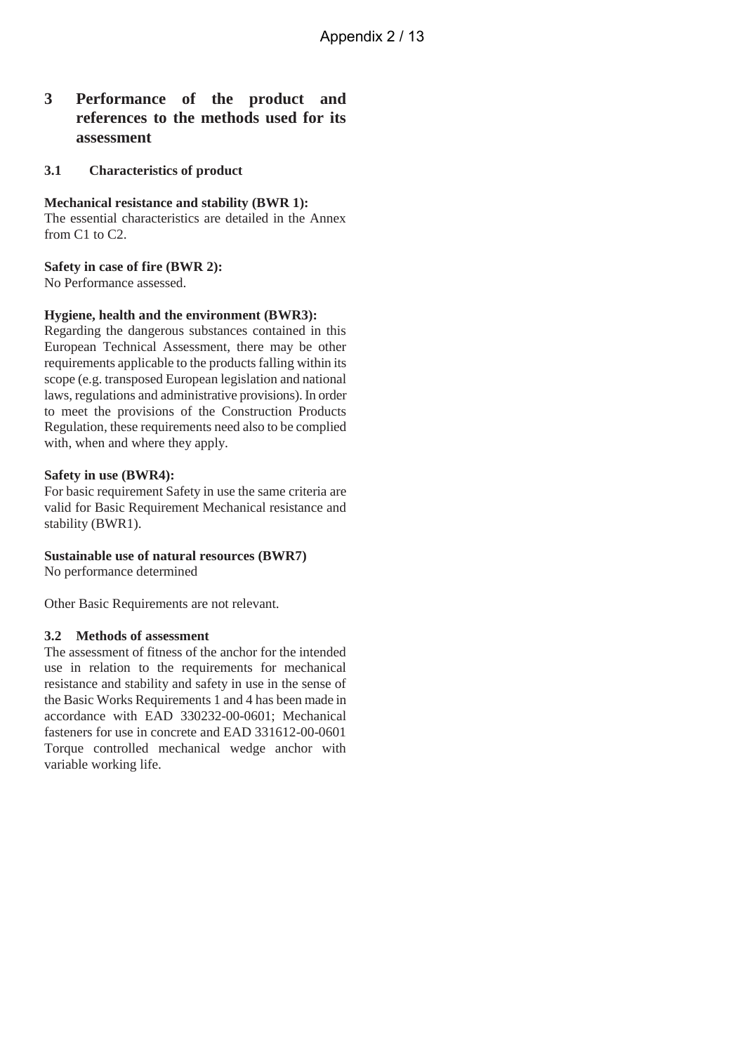# 3 Performance of the product and references to the methods used for its assessment

## 3.1 Characteristics of product

**Mechanical resistance and stability (BWR 1):**
The essential characteristics are detailed in the Annex from C1 to C2.

**Safety in case of fire (BWR 2):**
No Performance assessed.

**Hygiene, health and the environment (BWR3):**
Regarding the dangerous substances contained in this European Technical Assessment, there may be other requirements applicable to the products falling within its scope (e.g. transposed European legislation and national laws, regulations and administrative provisions). In order to meet the provisions of the Construction Products Regulation, these requirements need also to be complied with, when and where they apply.

**Safety in use (BWR4):**
For basic requirement Safety in use the same criteria are valid for Basic Requirement Mechanical resistance and stability (BWR1).

**Sustainable use of natural resources (BWR7)**
No performance determined

Other Basic Requirements are not relevant.

## 3.2 Methods of assessment

The assessment of fitness of the anchor for the intended use in relation to the requirements for mechanical resistance and stability and safety in use in the sense of the Basic Works Requirements 1 and 4 has been made in accordance with EAD 330232-00-0601; Mechanical fasteners for use in concrete and EAD 331612-00-0601 Torque controlled mechanical wedge anchor with variable working life.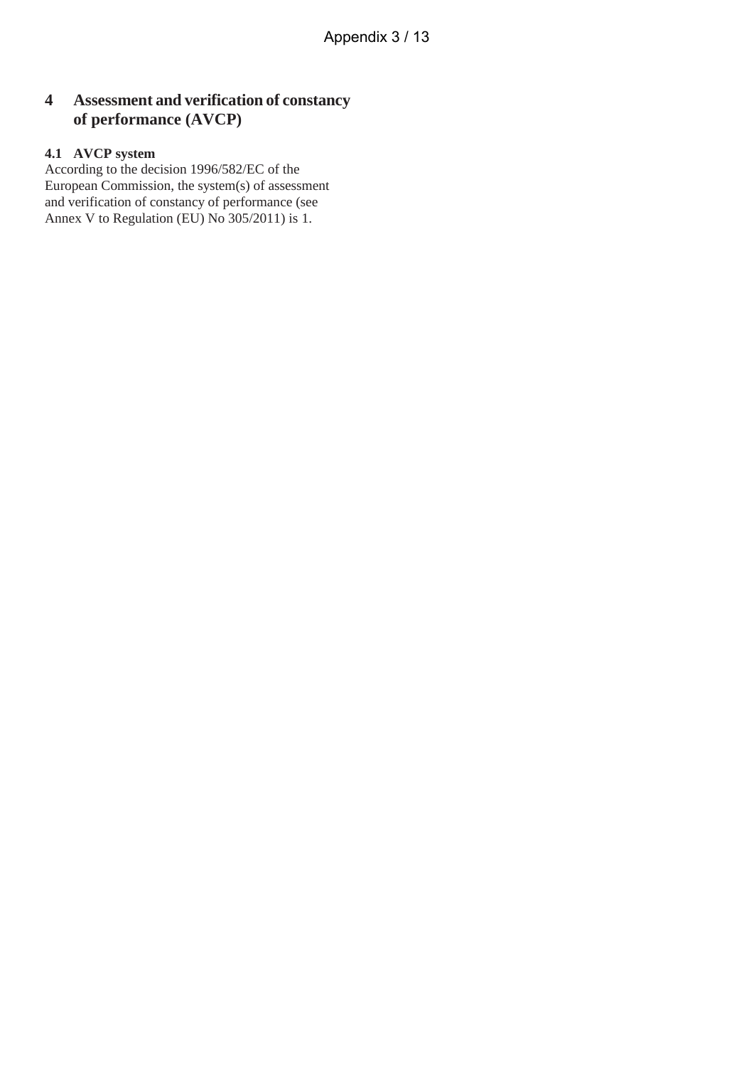## 4 Assessment and verification of constancy of performance (AVCP)

### 4.1 AVCP system

According to the decision 1996/582/EC of the European Commission, the system(s) of assessment and verification of constancy of performance (see Annex V to Regulation (EU) No 305/2011) is 1.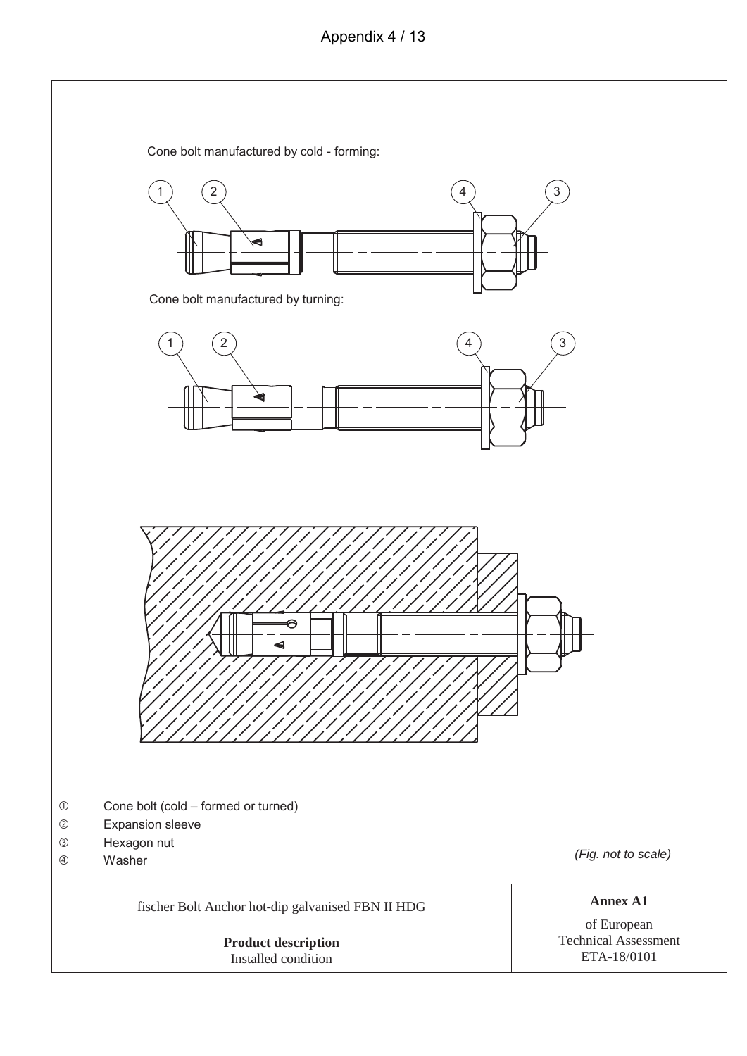Cone bolt manufactured by cold - forming:

Cone bolt manufactured by turning:

① Cone bolt (cold – formed or turned)
② Expansion sleeve
③ Hexagon nut
④ Washer

*(Fig. not to scale)*

| fischer Bolt Anchor hot-dip galvanised FBN II HDG | **Annex A1** of European Technical Assessment ETA-18/0101 |
| --- | --- |
| **Product description** Installed condition | |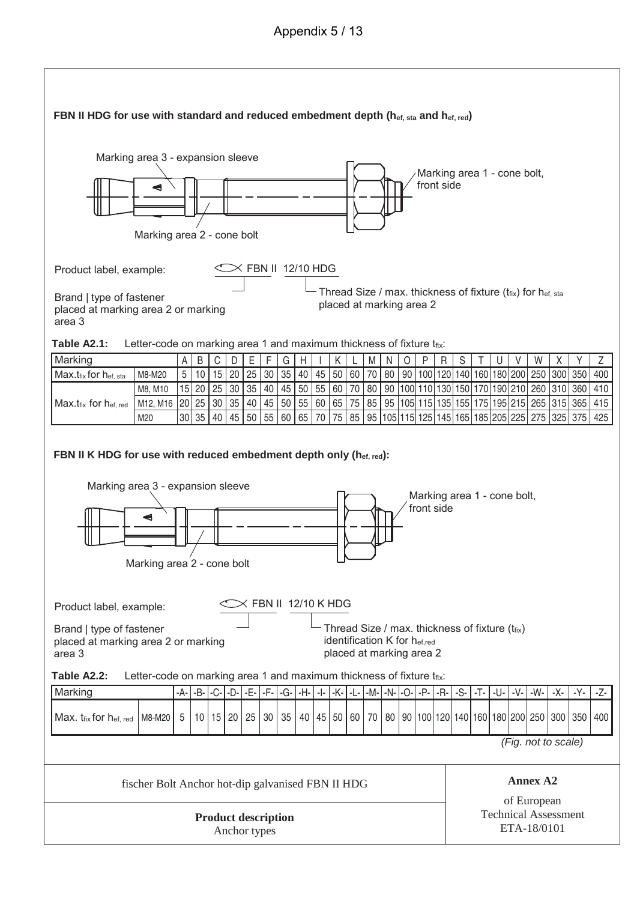**FBN II HDG for use with standard and reduced embedment depth ($h_{ef, sta}$ and $h_{ef, red}$)**

Marking area 3 - expansion sleeve

Marking area 1 - cone bolt, front side

Marking area 2 - cone bolt

Product label, example: FBN II 12/10 HDG

Brand | type of fastener placed at marking area 2 or marking area 3

Thread Size / max. thickness of fixture ($t_{fix}$) for $h_{ef, sta}$ placed at marking area 2

**Table A2.1:** Letter-code on marking area 1 and maximum thickness of fixture $t_{fix}$:

| Marking | | A | B | C | D | E | F | G | H | I | K | L | M | N | O | P | R | S | T | U | V | W | X | Y | Z |
|---|---|---|---|---|---|---|---|---|---|---|---|---|---|---|---|---|---|---|---|---|---|---|---|---|---|
| Max. $t_{fix}$ for $h_{ef, sta}$ | M8-M20 | 5 | 10 | 15 | 20 | 25 | 30 | 35 | 40 | 45 | 50 | 60 | 70 | 80 | 90 | 100 | 120 | 140 | 160 | 180 | 200 | 250 | 300 | 350 | 400 |
| Max. $t_{fix}$ for $h_{ef, red}$ | M8, M10 | 15 | 20 | 25 | 30 | 35 | 40 | 45 | 50 | 55 | 60 | 70 | 80 | 90 | 100 | 110 | 130 | 150 | 170 | 190 | 210 | 260 | 310 | 360 | 410 |
| | M12, M16 | 20 | 25 | 30 | 35 | 40 | 45 | 50 | 55 | 60 | 65 | 75 | 85 | 95 | 105 | 115 | 135 | 155 | 175 | 195 | 215 | 265 | 315 | 365 | 415 |
| | M20 | 30 | 35 | 40 | 45 | 50 | 55 | 60 | 65 | 70 | 75 | 85 | 95 | 105 | 115 | 125 | 145 | 165 | 185 | 205 | 225 | 275 | 325 | 375 | 425 |

**FBN II K HDG for use with reduced embedment depth only ($h_{ef, red}$):**

Marking area 3 - expansion sleeve

Marking area 1 - cone bolt, front side

Marking area 2 - cone bolt

Product label, example: FBN II 12/10 K HDG

Brand | type of fastener placed at marking area 2 or marking area 3

Thread Size / max. thickness of fixture ($t_{fix}$) identification K for $h_{ef,red}$ placed at marking area 2

**Table A2.2:** Letter-code on marking area 1 and maximum thickness of fixture $t_{fix}$:

| Marking | | -A- | -B- | -C- | -D- | -E- | -F- | -G- | -H- | -I- | -K- | -L- | -M- | -N- | -O- | -P- | -R- | -S- | -T- | -U- | -V- | -W- | -X- | -Y- | -Z- |
|---|---|---|---|---|---|---|---|---|---|---|---|---|---|---|---|---|---|---|---|---|---|---|---|---|---|
| Max. $t_{fix}$ for $h_{ef, red}$ | M8-M20 | 5 | 10 | 15 | 20 | 25 | 30 | 35 | 40 | 45 | 50 | 60 | 70 | 80 | 90 | 100 | 120 | 140 | 160 | 180 | 200 | 250 | 300 | 350 | 400 |

*(Fig. not to scale)*

fischer Bolt Anchor hot-dip galvanised FBN II HDG

**Product description**
Anchor types

**Annex A2**
of European Technical Assessment ETA-18/0101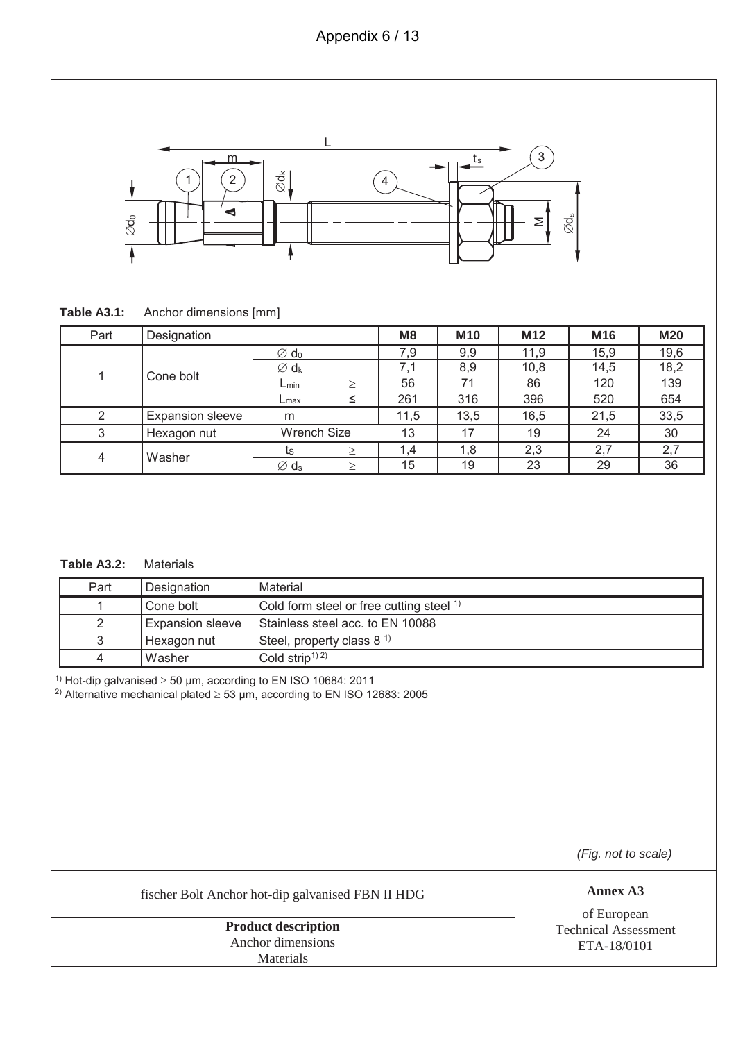Appendix 6 / 13

**Table A3.1:** Anchor dimensions [mm]

| Part | Designation | | | M8 | M10 | M12 | M16 | M20 |
|---|---|---|---|---|---|---|---|---|
| 1 | Cone bolt | $\varnothing$ $d_0$ | | 7,9 | 9,9 | 11,9 | 15,9 | 19,6 |
| | | $\varnothing$ $d_k$ | | 7,1 | 8,9 | 10,8 | 14,5 | 18,2 |
| | | $L_{min}$ | ≥ | 56 | 71 | 86 | 120 | 139 |
| | | $L_{max}$ | ≤ | 261 | 316 | 396 | 520 | 654 |
| 2 | Expansion sleeve | m | | 11,5 | 13,5 | 16,5 | 21,5 | 33,5 |
| 3 | Hexagon nut | Wrench Size | | 13 | 17 | 19 | 24 | 30 |
| 4 | Washer | $t_S$ | ≥ | 1,4 | 1,8 | 2,3 | 2,7 | 2,7 |
| | | $\varnothing$ $d_s$ | ≥ | 15 | 19 | 23 | 29 | 36 |

**Table A3.2:** Materials

| Part | Designation | Material |
|---|---|---|
| 1 | Cone bolt | Cold form steel or free cutting steel [1] |
| 2 | Expansion sleeve | Stainless steel acc. to EN 10088 |
| 3 | Hexagon nut | Steel, property class 8 [1] |
| 4 | Washer | Cold strip[1] [2] |

[1] Hot-dip galvanised ≥ 50 µm, according to EN ISO 10684: 2011
[2] Alternative mechanical plated ≥ 53 µm, according to EN ISO 12683: 2005

*(Fig. not to scale)*

| fischer Bolt Anchor hot-dip galvanised FBN II HDG | **Annex A3** of European Technical Assessment ETA-18/0101 |
|---|---|
| **Product description** Anchor dimensions Materials | |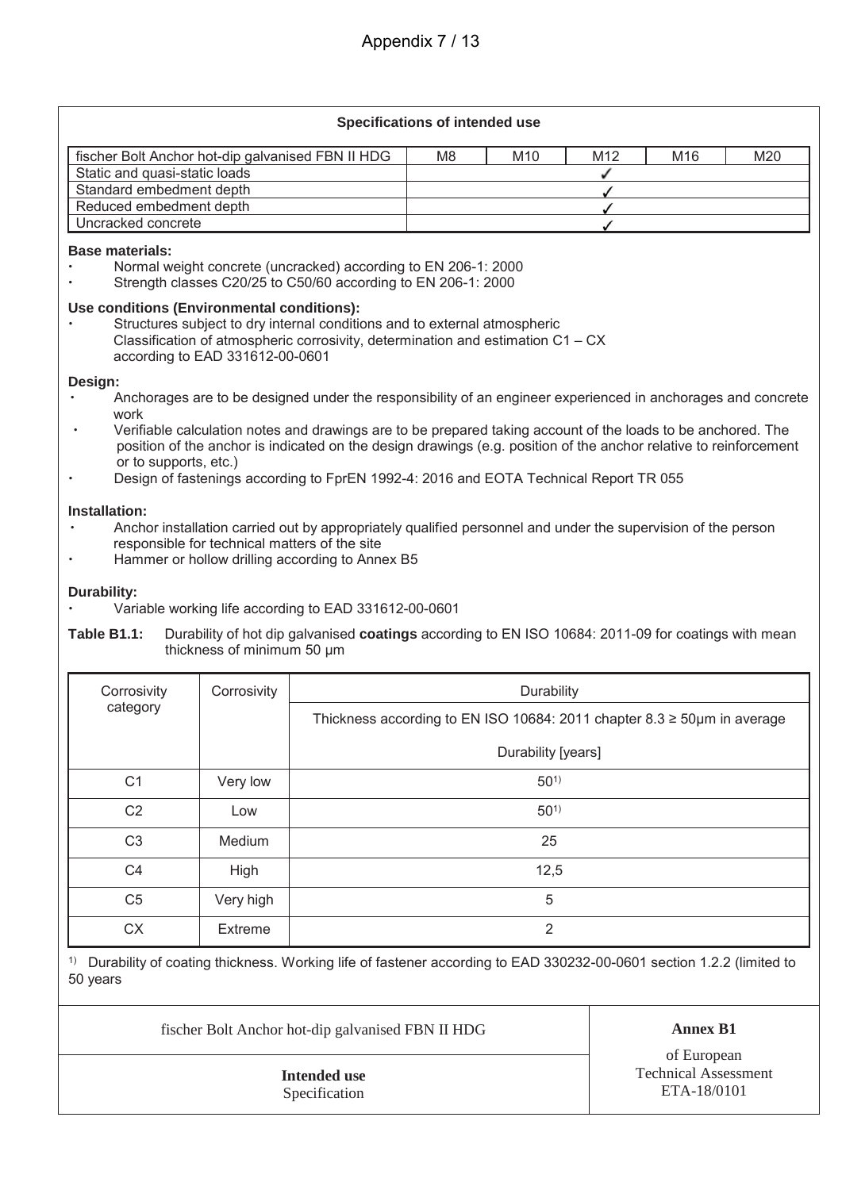**Specifications of intended use**

| fischer Bolt Anchor hot-dip galvanised FBN II HDG | M8 | M10 | M12 | M16 | M20 |
|---|---|---|---|---|---|
| Static and quasi-static loads | ✓ | | | | |
| Standard embedment depth | ✓ | | | | |
| Reduced embedment depth | ✓ | | | | |
| Uncracked concrete | ✓ | | | | |

**Base materials:**

- Normal weight concrete (uncracked) according to EN 206-1: 2000
- Strength classes C20/25 to C50/60 according to EN 206-1: 2000

**Use conditions (Environmental conditions):**

- Structures subject to dry internal conditions and to external atmospheric Classification of atmospheric corrosivity, determination and estimation C1 – CX according to EAD 331612-00-0601

**Design:**

- Anchorages are to be designed under the responsibility of an engineer experienced in anchorages and concrete work
- Verifiable calculation notes and drawings are to be prepared taking account of the loads to be anchored. The position of the anchor is indicated on the design drawings (e.g. position of the anchor relative to reinforcement or to supports, etc.)
- Design of fastenings according to FprEN 1992-4: 2016 and EOTA Technical Report TR 055

**Installation:**

- Anchor installation carried out by appropriately qualified personnel and under the supervision of the person responsible for technical matters of the site
- Hammer or hollow drilling according to Annex B5

**Durability:**

- Variable working life according to EAD 331612-00-0601

**Table B1.1:** Durability of hot dip galvanised **coatings** according to EN ISO 10684: 2011-09 for coatings with mean thickness of minimum 50 µm

| Corrosivity category | Corrosivity | Durability |
|---|---|---|
| | | Thickness according to EN ISO 10684: 2011 chapter 8.3 ≥ 50µm in average |
| | | Durability [years] |
| C1 | Very low | 50[1)] |
| C2 | Low | 50[1)] |
| C3 | Medium | 25 |
| C4 | High | 12,5 |
| C5 | Very high | 5 |
| CX | Extreme | 2 |

[1)] Durability of coating thickness. Working life of fastener according to EAD 330232-00-0601 section 1.2.2 (limited to 50 years

| fischer Bolt Anchor hot-dip galvanised FBN II HDG | **Annex B1** |
|---|---|
| **Intended use** Specification | of European Technical Assessment ETA-18/0101 |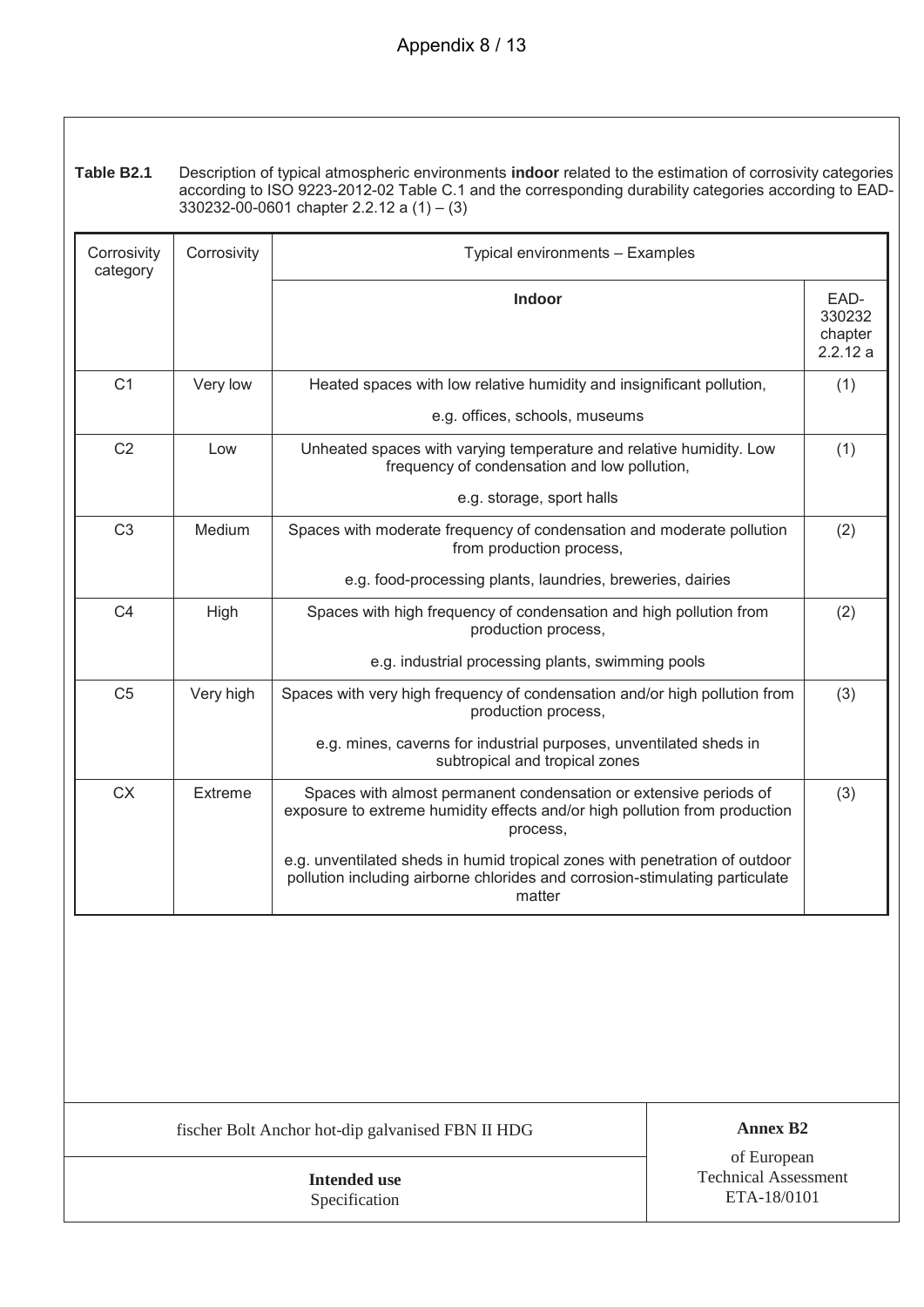**Table B2.1** Description of typical atmospheric environments **indoor** related to the estimation of corrosivity categories according to ISO 9223-2012-02 Table C.1 and the corresponding durability categories according to EAD-330232-00-0601 chapter 2.2.12 a (1) – (3)

| Corrosivity category | Corrosivity | Typical environments – Examples | |
|---|---|---|---|
| | | **Indoor** | EAD-330232 chapter 2.2.12 a |
| C1 | Very low | Heated spaces with low relative humidity and insignificant pollution,<br><br>e.g. offices, schools, museums | (1) |
| C2 | Low | Unheated spaces with varying temperature and relative humidity. Low frequency of condensation and low pollution,<br><br>e.g. storage, sport halls | (1) |
| C3 | Medium | Spaces with moderate frequency of condensation and moderate pollution from production process,<br><br>e.g. food-processing plants, laundries, breweries, dairies | (2) |
| C4 | High | Spaces with high frequency of condensation and high pollution from production process,<br><br>e.g. industrial processing plants, swimming pools | (2) |
| C5 | Very high | Spaces with very high frequency of condensation and/or high pollution from production process,<br><br>e.g. mines, caverns for industrial purposes, unventilated sheds in subtropical and tropical zones | (3) |
| CX | Extreme | Spaces with almost permanent condensation or extensive periods of exposure to extreme humidity effects and/or high pollution from production process,<br><br>e.g. unventilated sheds in humid tropical zones with penetration of outdoor pollution including airborne chlorides and corrosion-stimulating particulate matter | (3) |

| fischer Bolt Anchor hot-dip galvanised FBN II HDG | **Annex B2** |
|---|---|
| **Intended use**<br>Specification | of European Technical Assessment ETA-18/0101 |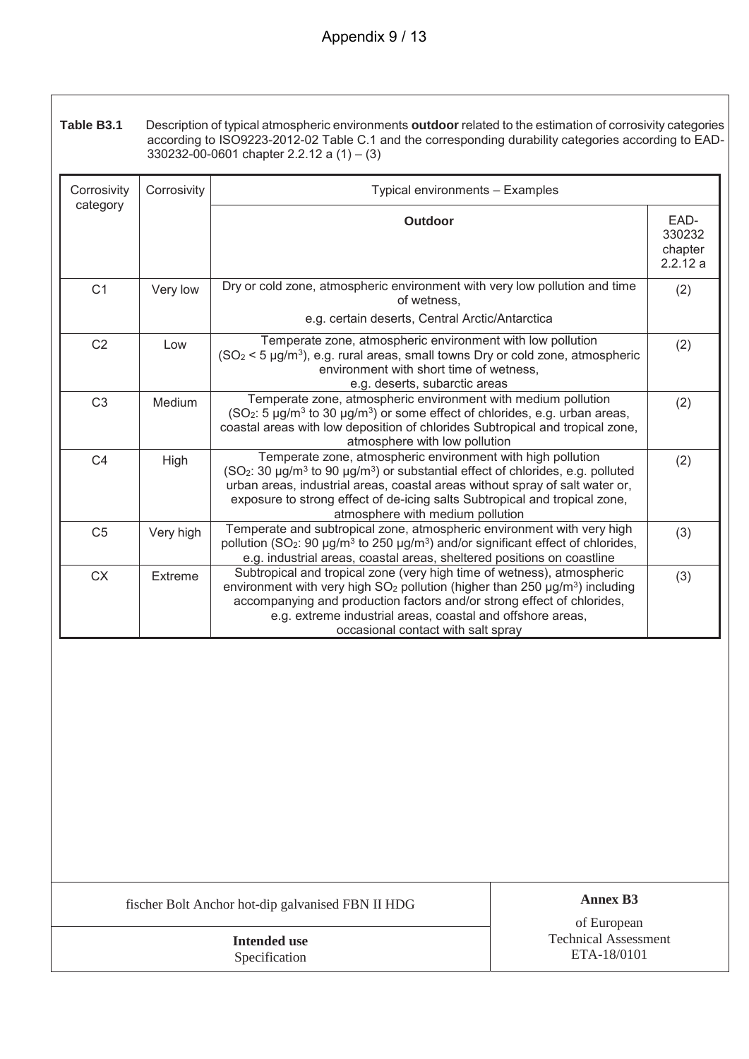**Table B3.1** Description of typical atmospheric environments **outdoor** related to the estimation of corrosivity categories according to ISO9223-2012-02 Table C.1 and the corresponding durability categories according to EAD-330232-00-0601 chapter 2.2.12 a (1) – (3)

| Corrosivity category | Corrosivity | Typical environments – Examples | |
|---|---|---|---|
| | | **Outdoor** | EAD-330232 chapter 2.2.12 a |
| C1 | Very low | Dry or cold zone, atmospheric environment with very low pollution and time of wetness, e.g. certain deserts, Central Arctic/Antarctica | (2) |
| C2 | Low | Temperate zone, atmospheric environment with low pollution ($SO_2$ < 5 µg/m$^3$), e.g. rural areas, small towns Dry or cold zone, atmospheric environment with short time of wetness, e.g. deserts, subarctic areas | (2) |
| C3 | Medium | Temperate zone, atmospheric environment with medium pollution ($SO_2$: 5 µg/m$^3$ to 30 µg/m$^3$) or some effect of chlorides, e.g. urban areas, coastal areas with low deposition of chlorides Subtropical and tropical zone, atmosphere with low pollution | (2) |
| C4 | High | Temperate zone, atmospheric environment with high pollution ($SO_2$: 30 µg/m$^3$ to 90 µg/m$^3$) or substantial effect of chlorides, e.g. polluted urban areas, industrial areas, coastal areas without spray of salt water or, exposure to strong effect of de-icing salts Subtropical and tropical zone, atmosphere with medium pollution | (2) |
| C5 | Very high | Temperate and subtropical zone, atmospheric environment with very high pollution ($SO_2$: 90 µg/m$^3$ to 250 µg/m$^3$) and/or significant effect of chlorides, e.g. industrial areas, coastal areas, sheltered positions on coastline | (3) |
| CX | Extreme | Subtropical and tropical zone (very high time of wetness), atmospheric environment with very high $SO_2$ pollution (higher than 250 µg/m$^3$) including accompanying and production factors and/or strong effect of chlorides, e.g. extreme industrial areas, coastal and offshore areas, occasional contact with salt spray | (3) |

| fischer Bolt Anchor hot-dip galvanised FBN II HDG | **Annex B3** |
|---|---|
| **Intended use** Specification | of European Technical Assessment ETA-18/0101 |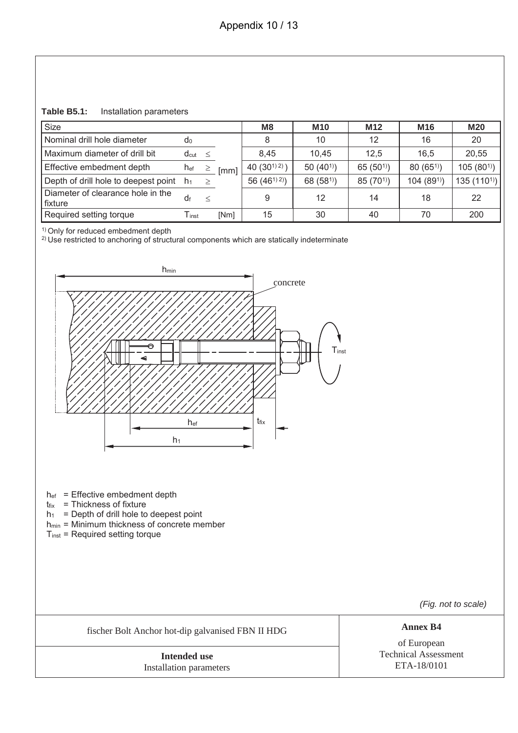**Table B5.1:** Installation parameters

| Size | | | M8 | M10 | M12 | M16 | M20 |
|---|---|---|---|---|---|---|---|
| Nominal drill hole diameter | $d_0$ | [mm] | 8 | 10 | 12 | 16 | 20 |
| Maximum diameter of drill bit | $d_{cut}$ $\leq$ | [mm] | 8,45 | 10,45 | 12,5 | 16,5 | 20,55 |
| Effective embedment depth | $h_{ef}$ $\geq$ | [mm] | 40 (30[1) 2)]) | 50 (40[1)]) | 65 (50[1)]) | 80 (65[1)]) | 105 (80[1)]) |
| Depth of drill hole to deepest point | $h_1$ $\geq$ | [mm] | 56 (46[1) 2)]) | 68 (58[1)]) | 85 (70[1)]) | 104 (89[1)]) | 135 (110[1)]) |
| Diameter of clearance hole in the fixture | $d_f$ $\leq$ | [mm] | 9 | 12 | 14 | 18 | 22 |
| Required setting torque | $T_{inst}$ | [Nm] | 15 | 30 | 40 | 70 | 200 |

[1)] Only for reduced embedment depth
[2)] Use restricted to anchoring of structural components which are statically indeterminate

$h_{ef}$ = Effective embedment depth
$t_{fix}$ = Thickness of fixture
$h_1$ = Depth of drill hole to deepest point
$h_{min}$ = Minimum thickness of concrete member
$T_{inst}$ = Required setting torque

*(Fig. not to scale)*

| fischer Bolt Anchor hot-dip galvanised FBN II HDG | **Annex B4** |
|---|---|
| **Intended use** Installation parameters | of European Technical Assessment ETA-18/0101 |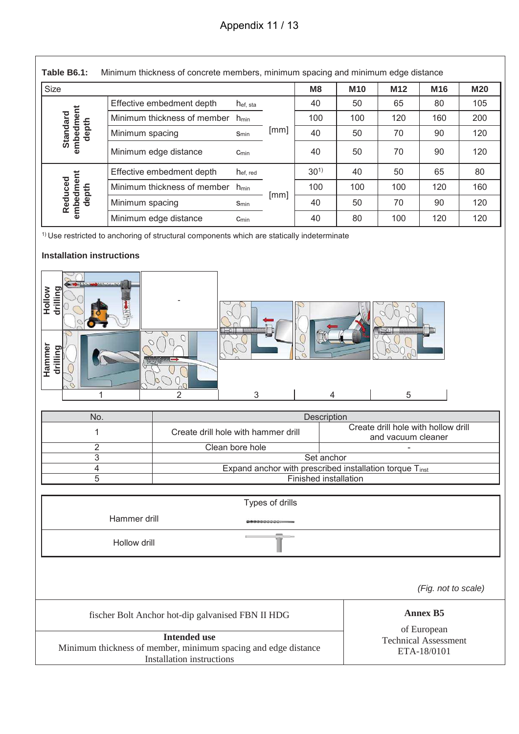**Table B6.1:** Minimum thickness of concrete members, minimum spacing and minimum edge distance

| Size | | | | M8 | M10 | M12 | M16 | M20 |
|---|---|---|---|---|---|---|---|---|
| Standard embedment depth | Effective embedment depth | $h_{ef, sta}$ | [mm] | 40 | 50 | 65 | 80 | 105 |
| | Minimum thickness of member | $h_{min}$ | | 100 | 100 | 120 | 160 | 200 |
| | Minimum spacing | $s_{min}$ | | 40 | 50 | 70 | 90 | 120 |
| | Minimum edge distance | $c_{min}$ | | 40 | 50 | 70 | 90 | 120 |
| Reduced embedment depth | Effective embedment depth | $h_{ef, red}$ | [mm] | 30[1)] | 40 | 50 | 65 | 80 |
| | Minimum thickness of member | $h_{min}$ | | 100 | 100 | 100 | 120 | 160 |
| | Minimum spacing | $s_{min}$ | | 40 | 50 | 70 | 90 | 120 |
| | Minimum edge distance | $c_{min}$ | | 40 | 80 | 100 | 120 | 120 |

[1)] Use restricted to anchoring of structural components which are statically indeterminate

**Installation instructions**

Hollow drilling | - 
Hammer drilling
1 | 2 | 3 | 4 | 5

| No. | Description | |
|---|---|---|
| 1 | Create drill hole with hammer drill | Create drill hole with hollow drill and vacuum cleaner |
| 2 | Clean bore hole | - |
| 3 | Set anchor | |
| 4 | Expand anchor with prescribed installation torque $T_{inst}$ | |
| 5 | Finished installation | |

| Types of drills | |
|---|---|
| Hammer drill | |
| Hollow drill | |

*(Fig. not to scale)*

| fischer Bolt Anchor hot-dip galvanised FBN II HDG | **Annex B5** of European Technical Assessment ETA-18/0101 |
|---|---|
| **Intended use** Minimum thickness of member, minimum spacing and edge distance Installation instructions | |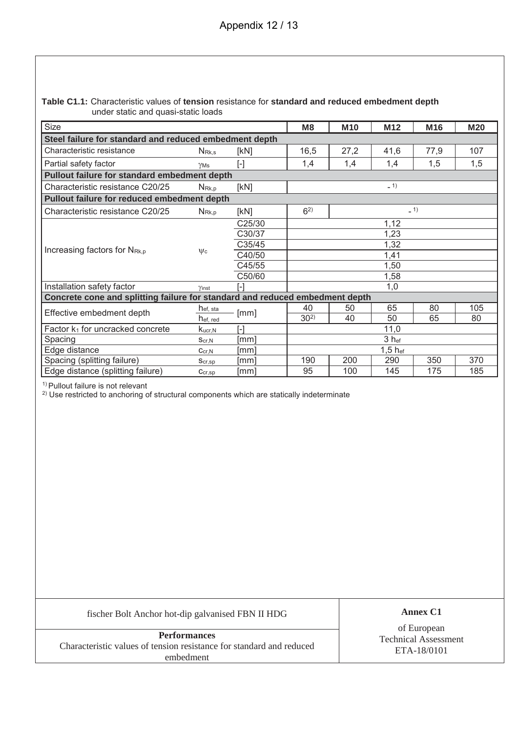**Table C1.1:** Characteristic values of **tension** resistance for **standard and reduced embedment depth** under static and quasi-static loads

| Size | | | **M8** | **M10** | **M12** | **M16** | **M20** |
|---|---|---|---|---|---|---|---|
| **Steel failure for standard and reduced embedment depth** | | | | | | | |
| Characteristic resistance | $N_{Rk,s}$ | [kN] | 16,5 | 27,2 | 41,6 | 77,9 | 107 |
| Partial safety factor | $\gamma_{Ms}$ | [-] | 1,4 | 1,4 | 1,4 | 1,5 | 1,5 |
| **Pullout failure for standard embedment depth** | | | | | | | |
| Characteristic resistance C20/25 | $N_{Rk,p}$ | [kN] | - [1] | | | | |
| **Pullout failure for reduced embedment depth** | | | | | | | |
| Characteristic resistance C20/25 | $N_{Rk,p}$ | [kN] | 6 [2] | - [1] | | | |
| Increasing factors for $N_{Rk,p}$ | $\psi_c$ | C25/30 | 1,12 | | | | |
| | | C30/37 | 1,23 | | | | |
| | | C35/45 | 1,32 | | | | |
| | | C40/50 | 1,41 | | | | |
| | | C45/55 | 1,50 | | | | |
| | | C50/60 | 1,58 | | | | |
| Installation safety factor | $\gamma_{inst}$ | [-] | 1,0 | | | | |
| **Concrete cone and splitting failure for standard and reduced embedment depth** | | | | | | | |
| Effective embedment depth | $h_{ef,\,sta}$ | [mm] | 40 | 50 | 65 | 80 | 105 |
| | $h_{ef,\,red}$ | [mm] | 30 [2] | 40 | 50 | 65 | 80 |
| Factor $k_1$ for uncracked concrete | $k_{ucr,N}$ | [-] | 11,0 | | | | |
| Spacing | $s_{cr,N}$ | [mm] | $3\ h_{ef}$ | | | | |
| Edge distance | $c_{cr,N}$ | [mm] | $1{,}5\ h_{ef}$ | | | | |
| Spacing (splitting failure) | $s_{cr,sp}$ | [mm] | 190 | 200 | 290 | 350 | 370 |
| Edge distance (splitting failure) | $c_{cr,sp}$ | [mm] | 95 | 100 | 145 | 175 | 185 |

[1] Pullout failure is not relevant
[2] Use restricted to anchoring of structural components which are statically indeterminate

| fischer Bolt Anchor hot-dip galvanised FBN II HDG | **Annex C1** |
|---|---|
| **Performances** Characteristic values of tension resistance for standard and reduced embedment | of European Technical Assessment ETA-18/0101 |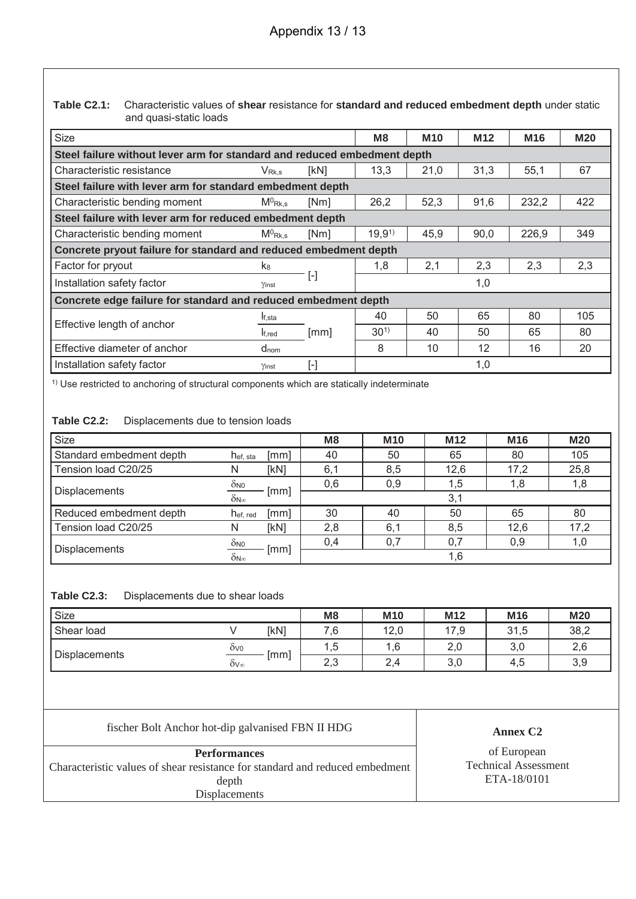**Table C2.1:** Characteristic values of **shear** resistance for **standard and reduced embedment depth** under static and quasi-static loads

| Size | | | M8 | M10 | M12 | M16 | M20 |
|---|---|---|---|---|---|---|---|
| **Steel failure without lever arm for standard and reduced embedment depth** | | | | | | | |
| Characteristic resistance | $V_{Rk,s}$ | [kN] | 13,3 | 21,0 | 31,3 | 55,1 | 67 |
| **Steel failure with lever arm for standard embedment depth** | | | | | | | |
| Characteristic bending moment | $M^0_{Rk,s}$ | [Nm] | 26,2 | 52,3 | 91,6 | 232,2 | 422 |
| **Steel failure with lever arm for reduced embedment depth** | | | | | | | |
| Characteristic bending moment | $M^0_{Rk,s}$ | [Nm] | 19,9[1] | 45,9 | 90,0 | 226,9 | 349 |
| **Concrete pryout failure for standard and reduced embedment depth** | | | | | | | |
| Factor for pryout | $k_8$ | [-] | 1,8 | 2,1 | 2,3 | 2,3 | 2,3 |
| Installation safety factor | $\gamma_{inst}$ | [-] | 1,0 | | | | |
| **Concrete edge failure for standard and reduced embedment depth** | | | | | | | |
| Effective length of anchor | $l_{f,sta}$ | [mm] | 40 | 50 | 65 | 80 | 105 |
| | $l_{f,red}$ | [mm] | 30[1] | 40 | 50 | 65 | 80 |
| Effective diameter of anchor | $d_{nom}$ | [mm] | 8 | 10 | 12 | 16 | 20 |
| Installation safety factor | $\gamma_{inst}$ | [-] | 1,0 | | | | |

[1] Use restricted to anchoring of structural components which are statically indeterminate

**Table C2.2:** Displacements due to tension loads

| Size | | | M8 | M10 | M12 | M16 | M20 |
|---|---|---|---|---|---|---|---|
| Standard embedment depth | $h_{ef, sta}$ | [mm] | 40 | 50 | 65 | 80 | 105 |
| Tension load C20/25 | N | [kN] | 6,1 | 8,5 | 12,6 | 17,2 | 25,8 |
| Displacements | $\delta_{N0}$ | [mm] | 0,6 | 0,9 | 1,5 | 1,8 | 1,8 |
| | $\delta_{N\infty}$ | [mm] | 3,1 | | | | |
| Reduced embedment depth | $h_{ef, red}$ | [mm] | 30 | 40 | 50 | 65 | 80 |
| Tension load C20/25 | N | [kN] | 2,8 | 6,1 | 8,5 | 12,6 | 17,2 |
| Displacements | $\delta_{N0}$ | [mm] | 0,4 | 0,7 | 0,7 | 0,9 | 1,0 |
| | $\delta_{N\infty}$ | [mm] | 1,6 | | | | |

**Table C2.3:** Displacements due to shear loads

| Size | | | M8 | M10 | M12 | M16 | M20 |
|---|---|---|---|---|---|---|---|
| Shear load | V | [kN] | 7,6 | 12,0 | 17,9 | 31,5 | 38,2 |
| Displacements | $\delta_{V0}$ | [mm] | 1,5 | 1,6 | 2,0 | 3,0 | 2,6 |
| | $\delta_{V\infty}$ | [mm] | 2,3 | 2,4 | 3,0 | 4,5 | 3,9 |

| fischer Bolt Anchor hot-dip galvanised FBN II HDG | **Annex C2** |
|---|---|
| **Performances**<br>Characteristic values of shear resistance for standard and reduced embedment depth<br>Displacements | of European Technical Assessment ETA-18/0101 |